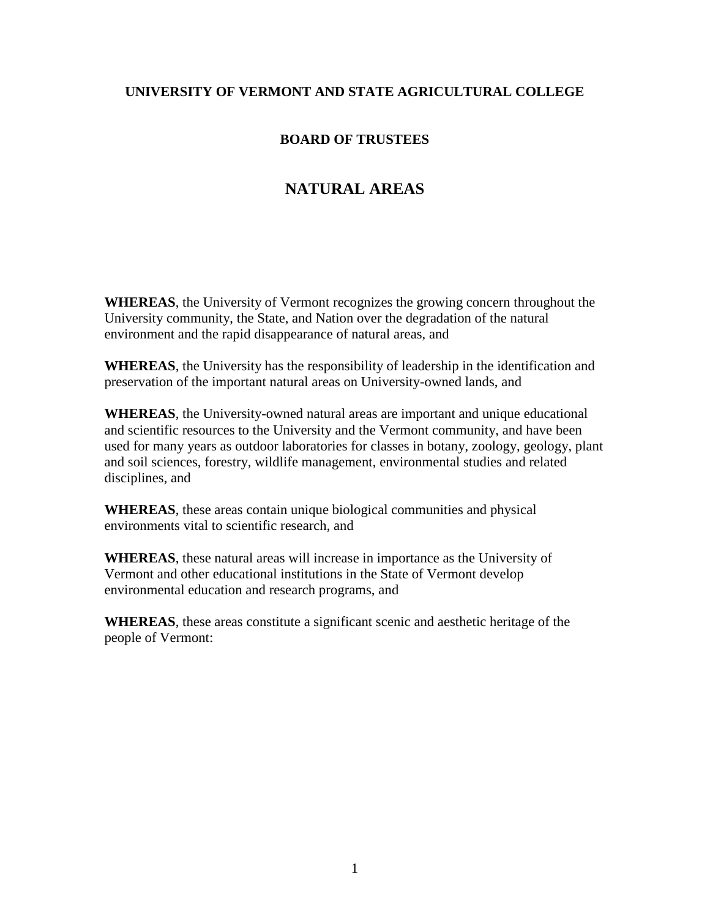**UNIVERSITY OF VERMONT AND STATE AGRICULTURAL COLLEGE**

**BOARD OF TRUSTEES**

# NATURAL AREAS

**WHEREAS**, the University of Vermont recognizes the growing concern throughout the University community, the State, and Nation over the degradation of the natural environment and the rapid disappearance of natural areas, and

**WHEREAS**, the University has the responsibility of leadership in the identification and preservation of the important natural areas on University-owned lands, and

**WHEREAS**, the University-owned natural areas are important and unique educational and scientific resources to the University and the Vermont community, and have been used for many years as outdoor laboratories for classes in botany, zoology, geology, plant and soil sciences, forestry, wildlife management, environmental studies and related disciplines, and

**WHEREAS**, these areas contain unique biological communities and physical environments vital to scientific research, and

**WHEREAS**, these natural areas will increase in importance as the University of Vermont and other educational institutions in the State of Vermont develop environmental education and research programs, and

**WHEREAS**, these areas constitute a significant scenic and aesthetic heritage of the people of Vermont: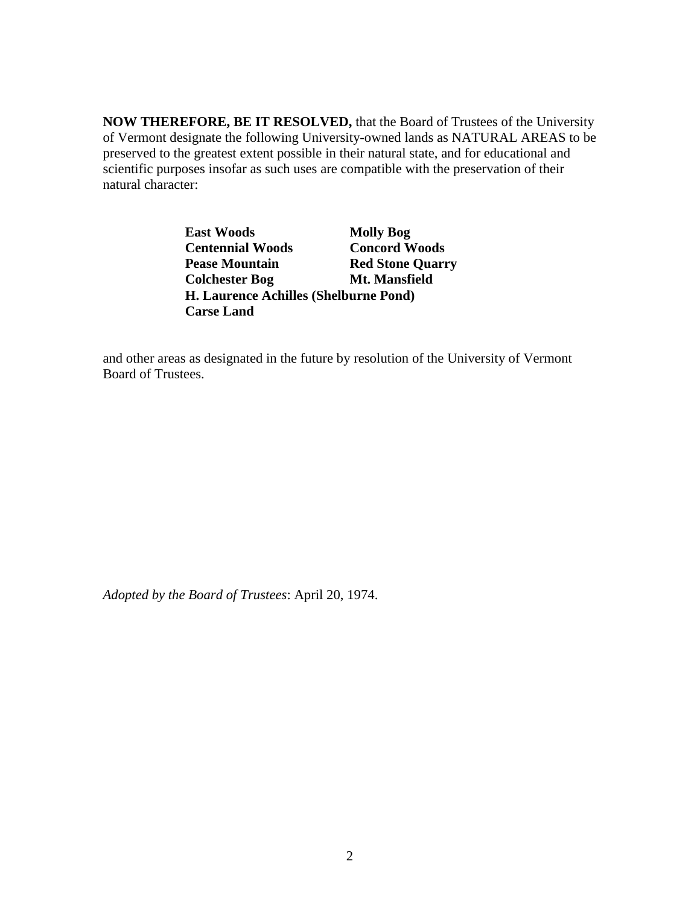**NOW THEREFORE, BE IT RESOLVED,** that the Board of Trustees of the University of Vermont designate the following University-owned lands as NATURAL AREAS to be preserved to the greatest extent possible in their natural state, and for educational and scientific purposes insofar as such uses are compatible with the preservation of their natural character:

**East Woods**
**Molly Bog**
**Centennial Woods**
**Concord Woods**
**Pease Mountain**
**Red Stone Quarry**
**Colchester Bog**
**Mt. Mansfield**
**H. Laurence Achilles (Shelburne Pond)**
**Carse Land**

and other areas as designated in the future by resolution of the University of Vermont Board of Trustees.

*Adopted by the Board of Trustees*: April 20, 1974.